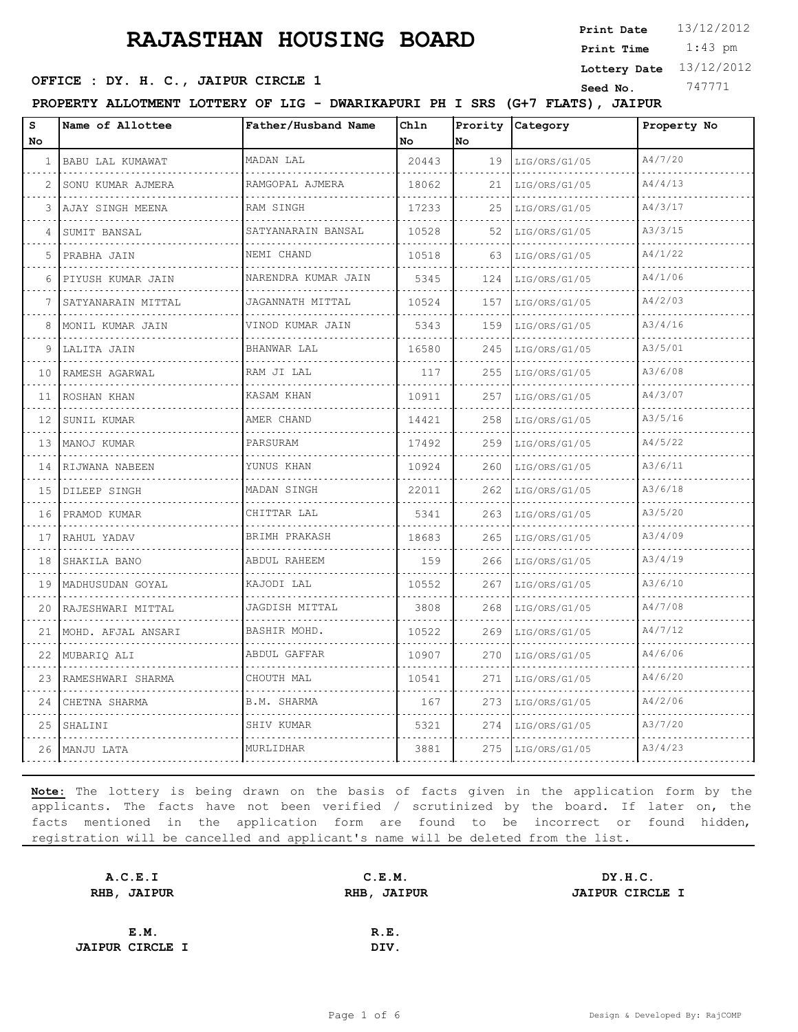# RAJASTHAN HOUSING BOARD

**Print Date** 13/12/2012
**Print Time** 1:43 pm
**Lottery Date** 13/12/2012
**Seed No.** 747771

**OFFICE : DY. H. C., JAIPUR CIRCLE 1**

**PROPERTY ALLOTMENT LOTTERY OF LIG - DWARIKAPURI PH I SRS (G+7 FLATS), JAIPUR**

| S No | Name of Allottee | Father/Husband Name | Chln No | Prority No | Category | Property No |
|---|---|---|---|---|---|---|
| 1 | BABU LAL KUMAWAT | MADAN LAL | 20443 | 19 | LIG/ORS/G1/05 | A4/7/20 |
| 2 | SONU KUMAR AJMERA | RAMGOPAL AJMERA | 18062 | 21 | LIG/ORS/G1/05 | A4/4/13 |
| 3 | AJAY SINGH MEENA | RAM SINGH | 17233 | 25 | LIG/ORS/G1/05 | A4/3/17 |
| 4 | SUMIT BANSAL | SATYANARAIN BANSAL | 10528 | 52 | LIG/ORS/G1/05 | A3/3/15 |
| 5 | PRABHA JAIN | NEMI CHAND | 10518 | 63 | LIG/ORS/G1/05 | A4/1/22 |
| 6 | PIYUSH KUMAR JAIN | NARENDRA KUMAR JAIN | 5345 | 124 | LIG/ORS/G1/05 | A4/1/06 |
| 7 | SATYANARAIN MITTAL | JAGANNATH MITTAL | 10524 | 157 | LIG/ORS/G1/05 | A4/2/03 |
| 8 | MONIL KUMAR JAIN | VINOD KUMAR JAIN | 5343 | 159 | LIG/ORS/G1/05 | A3/4/16 |
| 9 | LALITA JAIN | BHANWAR LAL | 16580 | 245 | LIG/ORS/G1/05 | A3/5/01 |
| 10 | RAMESH AGARWAL | RAM JI LAL | 117 | 255 | LIG/ORS/G1/05 | A3/6/08 |
| 11 | ROSHAN KHAN | KASAM KHAN | 10911 | 257 | LIG/ORS/G1/05 | A4/3/07 |
| 12 | SUNIL KUMAR | AMER CHAND | 14421 | 258 | LIG/ORS/G1/05 | A3/5/16 |
| 13 | MANOJ KUMAR | PARSURAM | 17492 | 259 | LIG/ORS/G1/05 | A4/5/22 |
| 14 | RIJWANA NABEEN | YUNUS KHAN | 10924 | 260 | LIG/ORS/G1/05 | A3/6/11 |
| 15 | DILEEP SINGH | MADAN SINGH | 22011 | 262 | LIG/ORS/G1/05 | A3/6/18 |
| 16 | PRAMOD KUMAR | CHITTAR LAL | 5341 | 263 | LIG/ORS/G1/05 | A3/5/20 |
| 17 | RAHUL YADAV | BRIMH PRAKASH | 18683 | 265 | LIG/ORS/G1/05 | A3/4/09 |
| 18 | SHAKILA BANO | ABDUL RAHEEM | 159 | 266 | LIG/ORS/G1/05 | A3/4/19 |
| 19 | MADHUSUDAN GOYAL | KAJODI LAL | 10552 | 267 | LIG/ORS/G1/05 | A3/6/10 |
| 20 | RAJESHWARI MITTAL | JAGDISH MITTAL | 3808 | 268 | LIG/ORS/G1/05 | A4/7/08 |
| 21 | MOHD. AFJAL ANSARI | BASHIR MOHD. | 10522 | 269 | LIG/ORS/G1/05 | A4/7/12 |
| 22 | MUBARIQ ALI | ABDUL GAFFAR | 10907 | 270 | LIG/ORS/G1/05 | A4/6/06 |
| 23 | RAMESHWARI SHARMA | CHOUTH MAL | 10541 | 271 | LIG/ORS/G1/05 | A4/6/20 |
| 24 | CHETNA SHARMA | B.M. SHARMA | 167 | 273 | LIG/ORS/G1/05 | A4/2/06 |
| 25 | SHALINI | SHIV KUMAR | 5321 | 274 | LIG/ORS/G1/05 | A3/7/20 |
| 26 | MANJU LATA | MURLIDHAR | 3881 | 275 | LIG/ORS/G1/05 | A3/4/23 |

**Note:** The lottery is being drawn on the basis of facts given in the application form by the applicants. The facts have not been verified / scrutinized by the board. If later on, the facts mentioned in the application form are found to be incorrect or found hidden, registration will be cancelled and applicant's name will be deleted from the list.

| **A.C.E.I** | **C.E.M.** | **DY.H.C.** |
|---|---|---|
| **RHB, JAIPUR** | **RHB, JAIPUR** | **JAIPUR CIRCLE I** |

| **E.M.** | **R.E.** |
|---|---|
| **JAIPUR CIRCLE I** | **DIV.** |

Design & Developed By: RajCOMP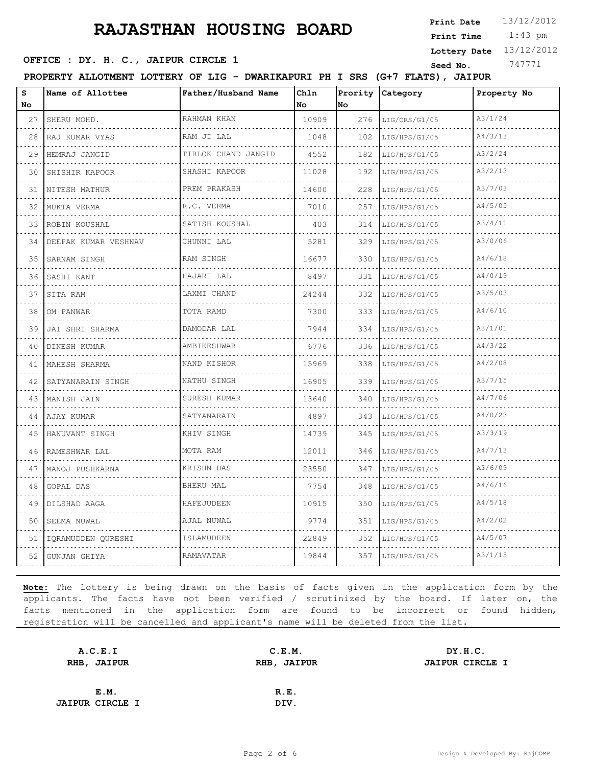# RAJASTHAN HOUSING BOARD

**Print Date** 13/12/2012
**Print Time** 1:43 pm
**Lottery Date** 13/12/2012
**Seed No.** 747771

**OFFICE : DY. H. C., JAIPUR CIRCLE 1**

**PROPERTY ALLOTMENT LOTTERY OF LIG - DWARIKAPURI PH I SRS (G+7 FLATS), JAIPUR**

| S No | Name of Allottee | Father/Husband Name | Chln No | Prority No | Category | Property No |
|---|---|---|---|---|---|---|
| 27 | SHERU MOHD. | RAHMAN KHAN | 10909 | 276 | LIG/ORS/G1/05 | A3/1/24 |
| 28 | RAJ KUMAR VYAS | RAM JI LAL | 1048 | 102 | LIG/HPS/G1/05 | A4/3/13 |
| 29 | HEMRAJ JANGID | TIRLOK CHAND JANGID | 4552 | 182 | LIG/HPS/G1/05 | A3/2/24 |
| 30 | SHISHIR KAPOOR | SHASHI KAPOOR | 11028 | 192 | LIG/HPS/G1/05 | A3/2/13 |
| 31 | NITESH MATHUR | PREM PRAKASH | 14600 | 228 | LIG/HPS/G1/05 | A3/7/03 |
| 32 | MUKTA VERMA | R.C. VERMA | 7010 | 257 | LIG/HPS/G1/05 | A4/5/05 |
| 33 | ROBIN KOUSHAL | SATISH KOUSHAL | 403 | 314 | LIG/HPS/G1/05 | A3/4/11 |
| 34 | DEEPAK KUMAR VESHNAV | CHUNNI LAL | 5281 | 329 | LIG/HPS/G1/05 | A3/0/06 |
| 35 | SARNAM SINGH | RAM SINGH | 16677 | 330 | LIG/HPS/G1/05 | A4/6/18 |
| 36 | SASHI KANT | HAJARI LAL | 8497 | 331 | LIG/HPS/G1/05 | A4/0/19 |
| 37 | SITA RAM | LAXMI CHAND | 24244 | 332 | LIG/HPS/G1/05 | A3/5/03 |
| 38 | OM PANWAR | TOTA RAMD | 7300 | 333 | LIG/HPS/G1/05 | A4/6/10 |
| 39 | JAI SHRI SHARMA | DAMODAR LAL | 7944 | 334 | LIG/HPS/G1/05 | A3/1/01 |
| 40 | DINESH KUMAR | AMBIKESHWAR | 6776 | 336 | LIG/HPS/G1/05 | A4/3/22 |
| 41 | MAHESH SHARMA | NAND KISHOR | 15969 | 338 | LIG/HPS/G1/05 | A4/2/08 |
| 42 | SATYANARAIN SINGH | NATHU SINGH | 16905 | 339 | LIG/HPS/G1/05 | A3/7/15 |
| 43 | MANISH JAIN | SURESH KUMAR | 13640 | 340 | LIG/HPS/G1/05 | A4/7/06 |
| 44 | AJAY KUMAR | SATYANARAIN | 4897 | 343 | LIG/HPS/G1/05 | A4/0/23 |
| 45 | HANUVANT SINGH | KHIV SINGH | 14739 | 345 | LIG/HPS/G1/05 | A3/3/19 |
| 46 | RAMESHWAR LAL | MOTA RAM | 12011 | 346 | LIG/HPS/G1/05 | A4/7/13 |
| 47 | MANOJ PUSHKARNA | KRISHN DAS | 23550 | 347 | LIG/HPS/G1/05 | A3/6/09 |
| 48 | GOPAL DAS | BHERU MAL | 7754 | 348 | LIG/HPS/G1/05 | A4/6/16 |
| 49 | DILSHAD AAGA | HAFEJUDEEN | 10915 | 350 | LIG/HPS/G1/05 | A4/5/18 |
| 50 | SEEMA NUWAL | AJAL NUWAL | 9774 | 351 | LIG/HPS/G1/05 | A4/2/02 |
| 51 | IQRAMUDDEN QURESHI | ISLAMUDEEN | 22849 | 352 | LIG/HPS/G1/05 | A4/5/07 |
| 52 | GUNJAN GHIYA | RAMAVATAR | 19844 | 357 | LIG/HPS/G1/05 | A3/1/15 |

**Note:** The lottery is being drawn on the basis of facts given in the application form by the applicants. The facts have not been verified / scrutinized by the board. If later on, the facts mentioned in the application form are found to be incorrect or found hidden, registration will be cancelled and applicant's name will be deleted from the list.

| **A.C.E.I** | **C.E.M.** | **DY.H.C.** |
|---|---|---|
| **RHB, JAIPUR** | **RHB, JAIPUR** | **JAIPUR CIRCLE I** |
| **E.M.** | **R.E.** | |
| **JAIPUR CIRCLE I** | **DIV.** | |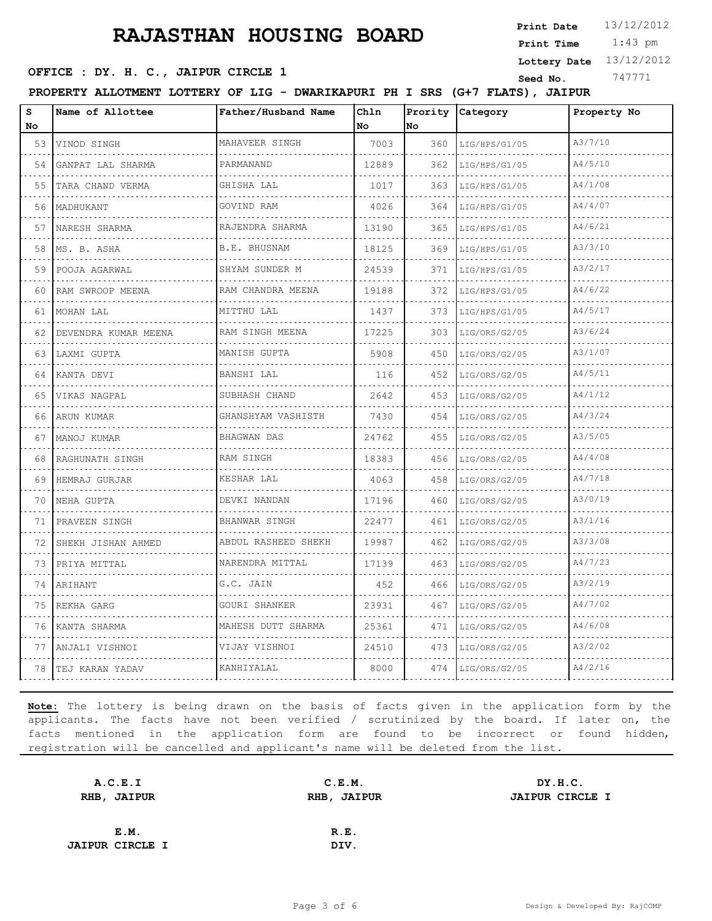# RAJASTHAN HOUSING BOARD

**Print Date** 13/12/2012
**Print Time** 1:43 pm
**Lottery Date** 13/12/2012
**Seed No.** 747771

**OFFICE : DY. H. C., JAIPUR CIRCLE 1**

**PROPERTY ALLOTMENT LOTTERY OF LIG - DWARIKAPURI PH I SRS (G+7 FLATS), JAIPUR**

| S No | Name of Allottee | Father/Husband Name | Chln No | Prority No | Category | Property No |
|---|---|---|---|---|---|---|
| 53 | VINOD SINGH | MAHAVEER SINGH | 7003 | 360 | LIG/HPS/G1/05 | A3/7/10 |
| 54 | GANPAT LAL SHARMA | PARMANAND | 12889 | 362 | LIG/HPS/G1/05 | A4/5/10 |
| 55 | TARA CHAND VERMA | GHISHA LAL | 1017 | 363 | LIG/HPS/G1/05 | A4/1/08 |
| 56 | MADHUKANT | GOVIND RAM | 4026 | 364 | LIG/HPS/G1/05 | A4/4/07 |
| 57 | NARESH SHARMA | RAJENDRA SHARMA | 13190 | 365 | LIG/HPS/G1/05 | A4/6/21 |
| 58 | MS. B. ASHA | B.E. BHUSNAM | 18125 | 369 | LIG/HPS/G1/05 | A3/3/10 |
| 59 | POOJA AGARWAL | SHYAM SUNDER M | 24539 | 371 | LIG/HPS/G1/05 | A3/2/17 |
| 60 | RAM SWROOP MEENA | RAM CHANDRA MEENA | 19188 | 372 | LIG/HPS/G1/05 | A4/6/22 |
| 61 | MOHAN LAL | MITTHU LAL | 1437 | 373 | LIG/HPS/G1/05 | A4/5/17 |
| 62 | DEVENDRA KUMAR MEENA | RAM SINGH MEENA | 17225 | 303 | LIG/ORS/G2/05 | A3/6/24 |
| 63 | LAXMI GUPTA | MANISH GUPTA | 5908 | 450 | LIG/ORS/G2/05 | A3/1/07 |
| 64 | KANTA DEVI | BANSHI LAL | 116 | 452 | LIG/ORS/G2/05 | A4/5/11 |
| 65 | VIKAS NAGPAL | SUBHASH CHAND | 2642 | 453 | LIG/ORS/G2/05 | A4/1/12 |
| 66 | ARUN KUMAR | GHANSHYAM VASHISTH | 7430 | 454 | LIG/ORS/G2/05 | A4/3/24 |
| 67 | MANOJ KUMAR | BHAGWAN DAS | 24762 | 455 | LIG/ORS/G2/05 | A3/5/05 |
| 68 | RAGHUNATH SINGH | RAM SINGH | 18383 | 456 | LIG/ORS/G2/05 | A4/4/08 |
| 69 | HEMRAJ GURJAR | KESHAR LAL | 4063 | 458 | LIG/ORS/G2/05 | A4/7/18 |
| 70 | NEHA GUPTA | DEVKI NANDAN | 17196 | 460 | LIG/ORS/G2/05 | A3/0/19 |
| 71 | PRAVEEN SINGH | BHANWAR SINGH | 22477 | 461 | LIG/ORS/G2/05 | A3/1/16 |
| 72 | SHEKH JISHAN AHMED | ABDUL RASHEED SHEKH | 19987 | 462 | LIG/ORS/G2/05 | A3/3/08 |
| 73 | PRIYA MITTAL | NARENDRA MITTAL | 17139 | 463 | LIG/ORS/G2/05 | A4/7/23 |
| 74 | ARIHANT | G.C. JAIN | 452 | 466 | LIG/ORS/G2/05 | A3/2/19 |
| 75 | REKHA GARG | GOURI SHANKER | 23931 | 467 | LIG/ORS/G2/05 | A4/7/02 |
| 76 | KANTA SHARMA | MAHESH DUTT SHARMA | 25361 | 471 | LIG/ORS/G2/05 | A4/6/08 |
| 77 | ANJALI VISHNOI | VIJAY VISHNOI | 24510 | 473 | LIG/ORS/G2/05 | A3/2/02 |
| 78 | TEJ KARAN YADAV | KANHIYALAL | 8000 | 474 | LIG/ORS/G2/05 | A4/2/16 |

**Note:** The lottery is being drawn on the basis of facts given in the application form by the applicants. The facts have not been verified / scrutinized by the board. If later on, the facts mentioned in the application form are found to be incorrect or found hidden, registration will be cancelled and applicant's name will be deleted from the list.

**A.C.E.I**
**RHB, JAIPUR**

**C.E.M.**
**RHB, JAIPUR**

**DY.H.C.**
**JAIPUR CIRCLE I**

**E.M.**
**JAIPUR CIRCLE I**

**R.E.**
**DIV.**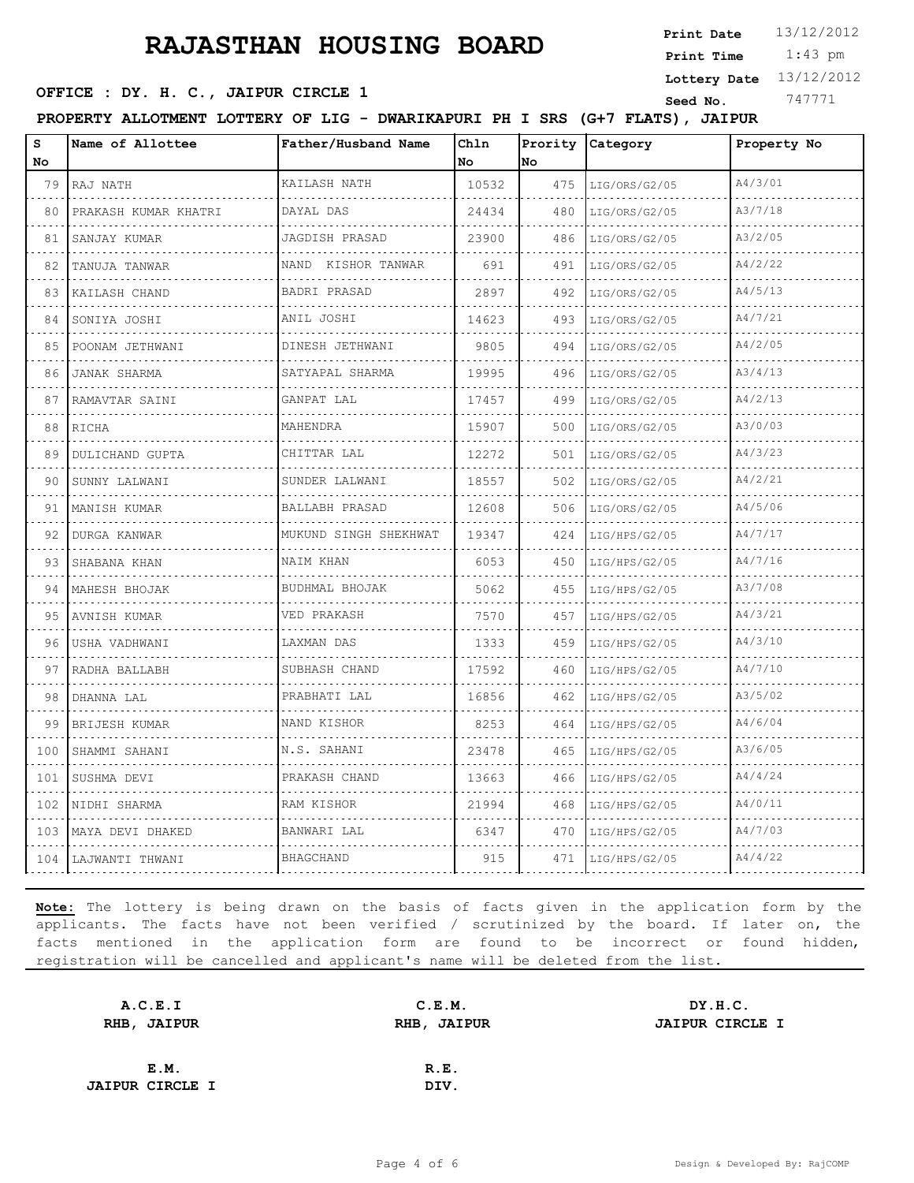# RAJASTHAN HOUSING BOARD

**Print Date** 13/12/2012
**Print Time** 1:43 pm
**Lottery Date** 13/12/2012
**Seed No.** 747771

**OFFICE : DY. H. C., JAIPUR CIRCLE 1**

**PROPERTY ALLOTMENT LOTTERY OF LIG - DWARIKAPURI PH I SRS (G+7 FLATS), JAIPUR**

| S No | Name of Allottee | Father/Husband Name | Chln No | Prority No | Category | Property No |
|---|---|---|---|---|---|---|
| 79 | RAJ NATH | KAILASH NATH | 10532 | 475 | LIG/ORS/G2/05 | A4/3/01 |
| 80 | PRAKASH KUMAR KHATRI | DAYAL DAS | 24434 | 480 | LIG/ORS/G2/05 | A3/7/18 |
| 81 | SANJAY KUMAR | JAGDISH PRASAD | 23900 | 486 | LIG/ORS/G2/05 | A3/2/05 |
| 82 | TANUJA TANWAR | NAND KISHOR TANWAR | 691 | 491 | LIG/ORS/G2/05 | A4/2/22 |
| 83 | KAILASH CHAND | BADRI PRASAD | 2897 | 492 | LIG/ORS/G2/05 | A4/5/13 |
| 84 | SONIYA JOSHI | ANIL JOSHI | 14623 | 493 | LIG/ORS/G2/05 | A4/7/21 |
| 85 | POONAM JETHWANI | DINESH JETHWANI | 9805 | 494 | LIG/ORS/G2/05 | A4/2/05 |
| 86 | JANAK SHARMA | SATYAPAL SHARMA | 19995 | 496 | LIG/ORS/G2/05 | A3/4/13 |
| 87 | RAMAVTAR SAINI | GANPAT LAL | 17457 | 499 | LIG/ORS/G2/05 | A4/2/13 |
| 88 | RICHA | MAHENDRA | 15907 | 500 | LIG/ORS/G2/05 | A3/0/03 |
| 89 | DULICHAND GUPTA | CHITTAR LAL | 12272 | 501 | LIG/ORS/G2/05 | A4/3/23 |
| 90 | SUNNY LALWANI | SUNDER LALWANI | 18557 | 502 | LIG/ORS/G2/05 | A4/2/21 |
| 91 | MANISH KUMAR | BALLABH PRASAD | 12608 | 506 | LIG/ORS/G2/05 | A4/5/06 |
| 92 | DURGA KANWAR | MUKUND SINGH SHEKHWAT | 19347 | 424 | LIG/HPS/G2/05 | A4/7/17 |
| 93 | SHABANA KHAN | NAIM KHAN | 6053 | 450 | LIG/HPS/G2/05 | A4/7/16 |
| 94 | MAHESH BHOJAK | BUDHMAL BHOJAK | 5062 | 455 | LIG/HPS/G2/05 | A3/7/08 |
| 95 | AVNISH KUMAR | VED PRAKASH | 7570 | 457 | LIG/HPS/G2/05 | A4/3/21 |
| 96 | USHA VADHWANI | LAXMAN DAS | 1333 | 459 | LIG/HPS/G2/05 | A4/3/10 |
| 97 | RADHA BALLABH | SUBHASH CHAND | 17592 | 460 | LIG/HPS/G2/05 | A4/7/10 |
| 98 | DHANNA LAL | PRABHATI LAL | 16856 | 462 | LIG/HPS/G2/05 | A3/5/02 |
| 99 | BRIJESH KUMAR | NAND KISHOR | 8253 | 464 | LIG/HPS/G2/05 | A4/6/04 |
| 100 | SHAMMI SAHANI | N.S. SAHANI | 23478 | 465 | LIG/HPS/G2/05 | A3/6/05 |
| 101 | SUSHMA DEVI | PRAKASH CHAND | 13663 | 466 | LIG/HPS/G2/05 | A4/4/24 |
| 102 | NIDHI SHARMA | RAM KISHOR | 21994 | 468 | LIG/HPS/G2/05 | A4/0/11 |
| 103 | MAYA DEVI DHAKED | BANWARI LAL | 6347 | 470 | LIG/HPS/G2/05 | A4/7/03 |
| 104 | LAJWANTI THWANI | BHAGCHAND | 915 | 471 | LIG/HPS/G2/05 | A4/4/22 |

**Note:** The lottery is being drawn on the basis of facts given in the application form by the applicants. The facts have not been verified / scrutinized by the board. If later on, the facts mentioned in the application form are found to be incorrect or found hidden, registration will be cancelled and applicant's name will be deleted from the list.

| | | |
|---|---|---|
| **A.C.E.I** RHB, JAIPUR | **C.E.M.** RHB, JAIPUR | **DY.H.C.** JAIPUR CIRCLE I |
| **E.M.** JAIPUR CIRCLE I | **R.E.** DIV. | |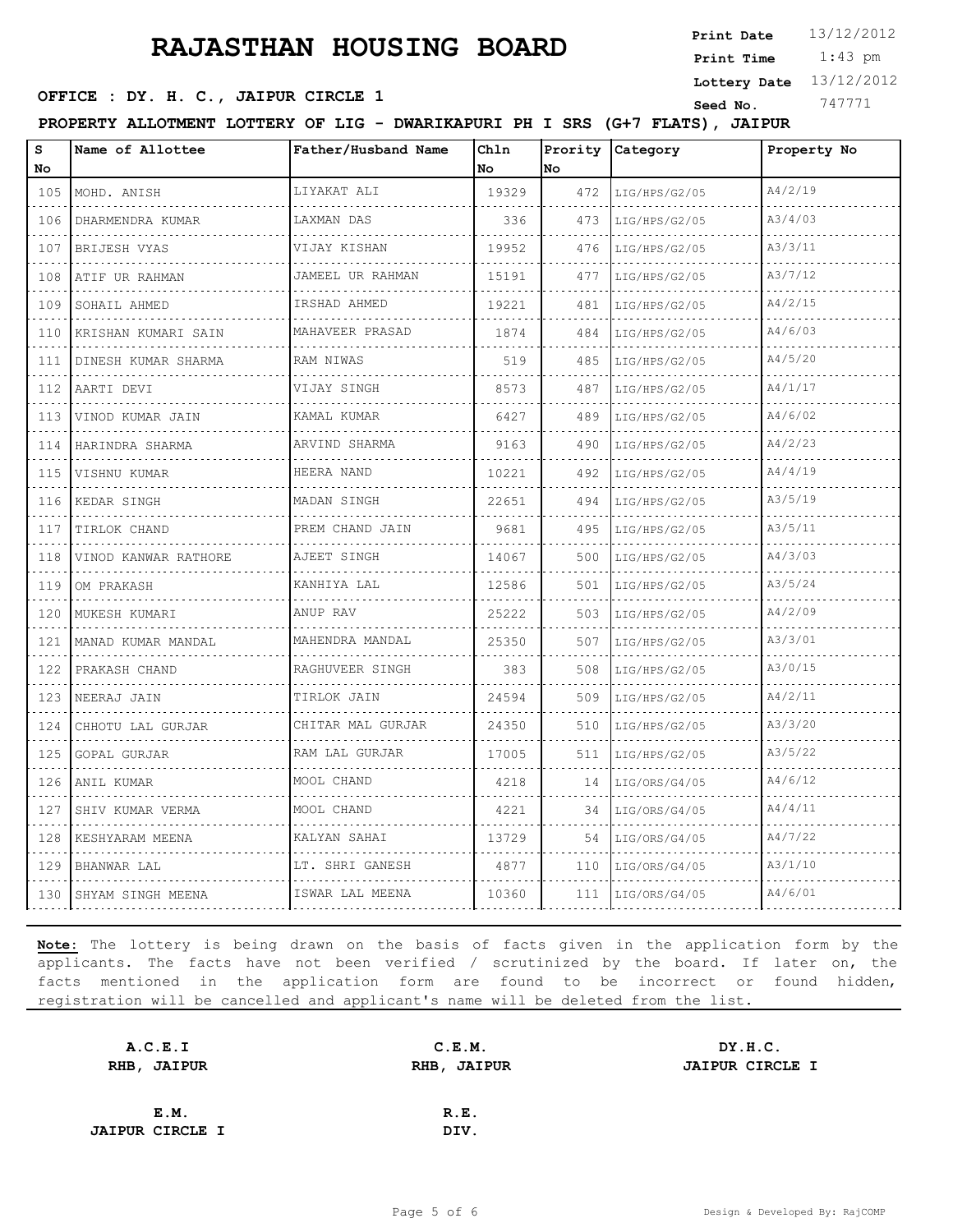# RAJASTHAN HOUSING BOARD

**Print Date** 13/12/2012
**Print Time** 1:43 pm
**Lottery Date** 13/12/2012
**Seed No.** 747771

**OFFICE : DY. H. C., JAIPUR CIRCLE 1**

**PROPERTY ALLOTMENT LOTTERY OF LIG - DWARIKAPURI PH I SRS (G+7 FLATS), JAIPUR**

| S No | Name of Allottee | Father/Husband Name | Chln No | Prority No | Category | Property No |
|---|---|---|---|---|---|---|
| 105 | MOHD. ANISH | LIYAKAT ALI | 19329 | 472 | LIG/HPS/G2/05 | A4/2/19 |
| 106 | DHARMENDRA KUMAR | LAXMAN DAS | 336 | 473 | LIG/HPS/G2/05 | A3/4/03 |
| 107 | BRIJESH VYAS | VIJAY KISHAN | 19952 | 476 | LIG/HPS/G2/05 | A3/3/11 |
| 108 | ATIF UR RAHMAN | JAMEEL UR RAHMAN | 15191 | 477 | LIG/HPS/G2/05 | A3/7/12 |
| 109 | SOHAIL AHMED | IRSHAD AHMED | 19221 | 481 | LIG/HPS/G2/05 | A4/2/15 |
| 110 | KRISHAN KUMARI SAIN | MAHAVEER PRASAD | 1874 | 484 | LIG/HPS/G2/05 | A4/6/03 |
| 111 | DINESH KUMAR SHARMA | RAM NIWAS | 519 | 485 | LIG/HPS/G2/05 | A4/5/20 |
| 112 | AARTI DEVI | VIJAY SINGH | 8573 | 487 | LIG/HPS/G2/05 | A4/1/17 |
| 113 | VINOD KUMAR JAIN | KAMAL KUMAR | 6427 | 489 | LIG/HPS/G2/05 | A4/6/02 |
| 114 | HARINDRA SHARMA | ARVIND SHARMA | 9163 | 490 | LIG/HPS/G2/05 | A4/2/23 |
| 115 | VISHNU KUMAR | HEERA NAND | 10221 | 492 | LIG/HPS/G2/05 | A4/4/19 |
| 116 | KEDAR SINGH | MADAN SINGH | 22651 | 494 | LIG/HPS/G2/05 | A3/5/19 |
| 117 | TIRLOK CHAND | PREM CHAND JAIN | 9681 | 495 | LIG/HPS/G2/05 | A3/5/11 |
| 118 | VINOD KANWAR RATHORE | AJEET SINGH | 14067 | 500 | LIG/HPS/G2/05 | A4/3/03 |
| 119 | OM PRAKASH | KANHIYA LAL | 12586 | 501 | LIG/HPS/G2/05 | A3/5/24 |
| 120 | MUKESH KUMARI | ANUP RAV | 25222 | 503 | LIG/HPS/G2/05 | A4/2/09 |
| 121 | MANAD KUMAR MANDAL | MAHENDRA MANDAL | 25350 | 507 | LIG/HPS/G2/05 | A3/3/01 |
| 122 | PRAKASH CHAND | RAGHUVEER SINGH | 383 | 508 | LIG/HPS/G2/05 | A3/0/15 |
| 123 | NEERAJ JAIN | TIRLOK JAIN | 24594 | 509 | LIG/HPS/G2/05 | A4/2/11 |
| 124 | CHHOTU LAL GURJAR | CHITAR MAL GURJAR | 24350 | 510 | LIG/HPS/G2/05 | A3/3/20 |
| 125 | GOPAL GURJAR | RAM LAL GURJAR | 17005 | 511 | LIG/HPS/G2/05 | A3/5/22 |
| 126 | ANIL KUMAR | MOOL CHAND | 4218 | 14 | LIG/ORS/G4/05 | A4/6/12 |
| 127 | SHIV KUMAR VERMA | MOOL CHAND | 4221 | 34 | LIG/ORS/G4/05 | A4/4/11 |
| 128 | KESHYARAM MEENA | KALYAN SAHAI | 13729 | 54 | LIG/ORS/G4/05 | A4/7/22 |
| 129 | BHANWAR LAL | LT. SHRI GANESH | 4877 | 110 | LIG/ORS/G4/05 | A3/1/10 |
| 130 | SHYAM SINGH MEENA | ISWAR LAL MEENA | 10360 | 111 | LIG/ORS/G4/05 | A4/6/01 |

**Note:** The lottery is being drawn on the basis of facts given in the application form by the applicants. The facts have not been verified / scrutinized by the board. If later on, the facts mentioned in the application form are found to be incorrect or found hidden, registration will be cancelled and applicant's name will be deleted from the list.

**A.C.E.I**
**RHB, JAIPUR**

**C.E.M.**
**RHB, JAIPUR**

**DY.H.C.**
**JAIPUR CIRCLE I**

**E.M.**
**JAIPUR CIRCLE I**

**R.E.**
**DIV.**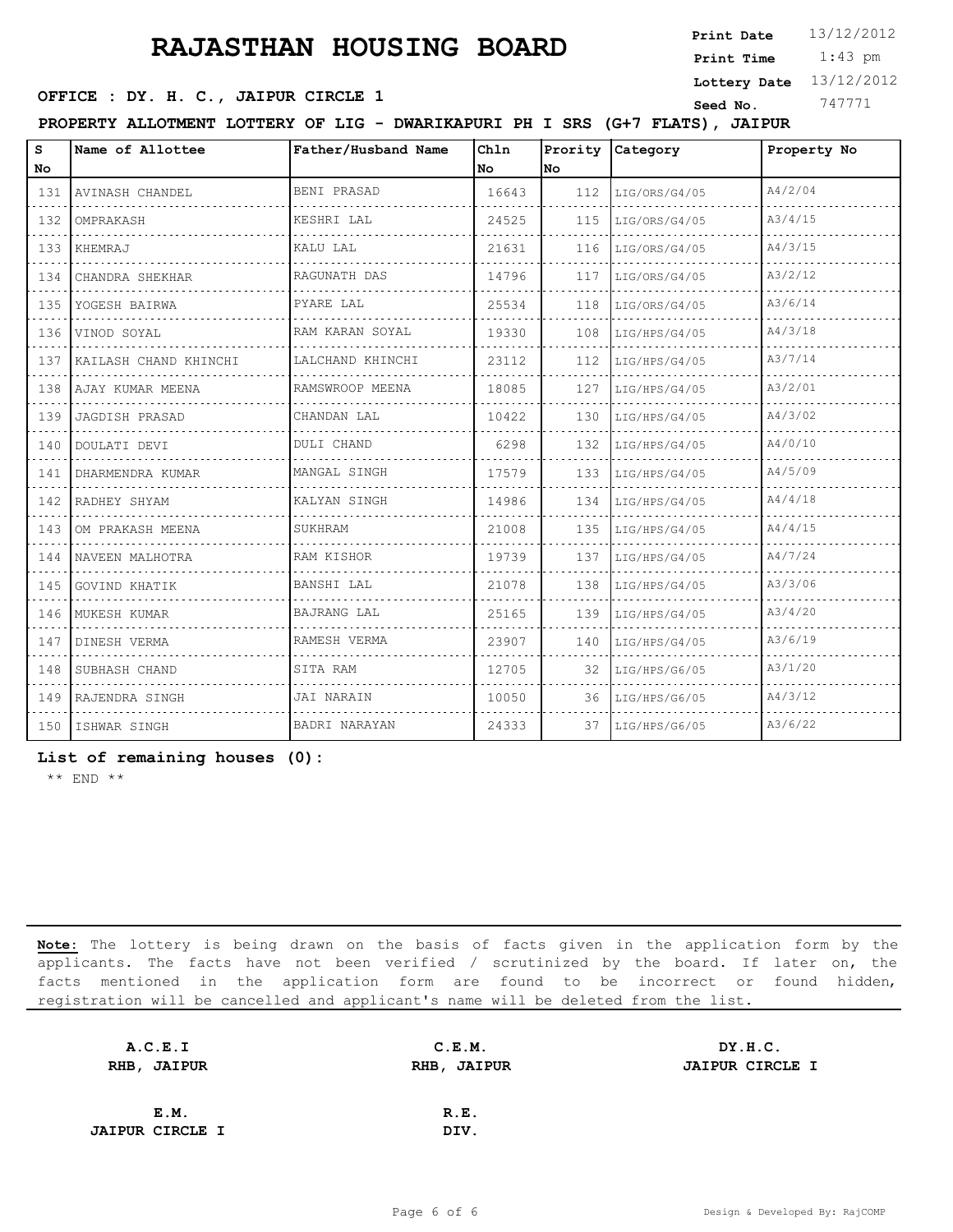# RAJASTHAN HOUSING BOARD

**Print Date** 13/12/2012
**Print Time** 1:43 pm
**Lottery Date** 13/12/2012
**Seed No.** 747771

**OFFICE : DY. H. C., JAIPUR CIRCLE 1**

**PROPERTY ALLOTMENT LOTTERY OF LIG - DWARIKAPURI PH I SRS (G+7 FLATS), JAIPUR**

| S No | Name of Allottee | Father/Husband Name | Chln No | Prority No | Category | Property No |
|---|---|---|---|---|---|---|
| 131 | AVINASH CHANDEL | BENI PRASAD | 16643 | 112 | LIG/ORS/G4/05 | A4/2/04 |
| 132 | OMPRAKASH | KESHRI LAL | 24525 | 115 | LIG/ORS/G4/05 | A3/4/15 |
| 133 | KHEMRAJ | KALU LAL | 21631 | 116 | LIG/ORS/G4/05 | A4/3/15 |
| 134 | CHANDRA SHEKHAR | RAGUNATH DAS | 14796 | 117 | LIG/ORS/G4/05 | A3/2/12 |
| 135 | YOGESH BAIRWA | PYARE LAL | 25534 | 118 | LIG/ORS/G4/05 | A3/6/14 |
| 136 | VINOD SOYAL | RAM KARAN SOYAL | 19330 | 108 | LIG/HPS/G4/05 | A4/3/18 |
| 137 | KAILASH CHAND KHINCHI | LALCHAND KHINCHI | 23112 | 112 | LIG/HPS/G4/05 | A3/7/14 |
| 138 | AJAY KUMAR MEENA | RAMSWROOP MEENA | 18085 | 127 | LIG/HPS/G4/05 | A3/2/01 |
| 139 | JAGDISH PRASAD | CHANDAN LAL | 10422 | 130 | LIG/HPS/G4/05 | A4/3/02 |
| 140 | DOULATI DEVI | DULI CHAND | 6298 | 132 | LIG/HPS/G4/05 | A4/0/10 |
| 141 | DHARMENDRA KUMAR | MANGAL SINGH | 17579 | 133 | LIG/HPS/G4/05 | A4/5/09 |
| 142 | RADHEY SHYAM | KALYAN SINGH | 14986 | 134 | LIG/HPS/G4/05 | A4/4/18 |
| 143 | OM PRAKASH MEENA | SUKHRAM | 21008 | 135 | LIG/HPS/G4/05 | A4/4/15 |
| 144 | NAVEEN MALHOTRA | RAM KISHOR | 19739 | 137 | LIG/HPS/G4/05 | A4/7/24 |
| 145 | GOVIND KHATIK | BANSHI LAL | 21078 | 138 | LIG/HPS/G4/05 | A3/3/06 |
| 146 | MUKESH KUMAR | BAJRANG LAL | 25165 | 139 | LIG/HPS/G4/05 | A3/4/20 |
| 147 | DINESH VERMA | RAMESH VERMA | 23907 | 140 | LIG/HPS/G4/05 | A3/6/19 |
| 148 | SUBHASH CHAND | SITA RAM | 12705 | 32 | LIG/HPS/G6/05 | A3/1/20 |
| 149 | RAJENDRA SINGH | JAI NARAIN | 10050 | 36 | LIG/HPS/G6/05 | A4/3/12 |
| 150 | ISHWAR SINGH | BADRI NARAYAN | 24333 | 37 | LIG/HPS/G6/05 | A3/6/22 |

**List of remaining houses (0):**

** END **

**Note:** The lottery is being drawn on the basis of facts given in the application form by the applicants. The facts have not been verified / scrutinized by the board. If later on, the facts mentioned in the application form are found to be incorrect or found hidden, registration will be cancelled and applicant's name will be deleted from the list.

**A.C.E.I**
**RHB, JAIPUR**

**C.E.M.**
**RHB, JAIPUR**

**DY.H.C.**
**JAIPUR CIRCLE I**

**E.M.**
**JAIPUR CIRCLE I**

**R.E.**
**DIV.**

Design & Developed By: RajCOMP